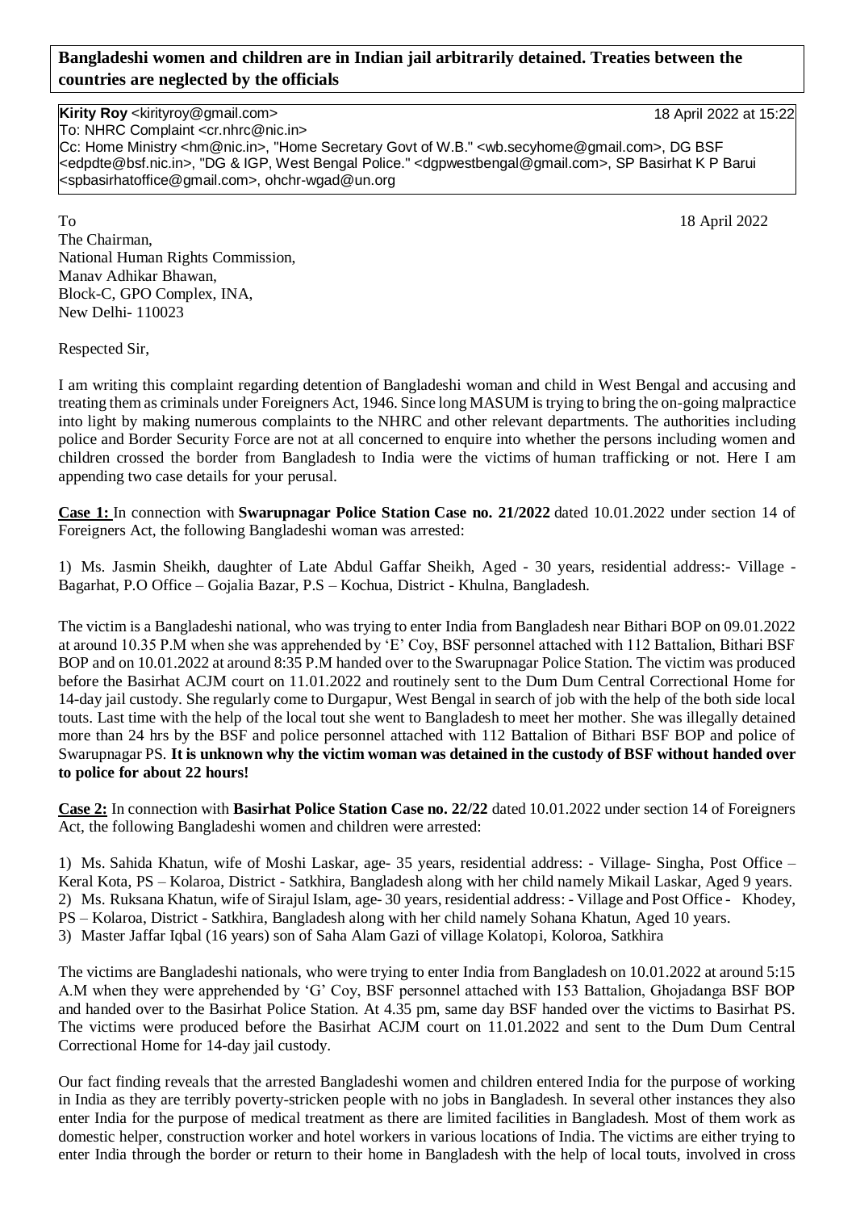**Bangladeshi women and children are in Indian jail arbitrarily detained. Treaties between the countries are neglected by the officials**

**Kirity Roy** <kirityroy@gmail.com> 18 April 2022 at 15:22
To: NHRC Complaint <cr.nhrc@nic.in>
Cc: Home Ministry <hm@nic.in>, "Home Secretary Govt of W.B." <wb.secyhome@gmail.com>, DG BSF <edpdte@bsf.nic.in>, "DG & IGP, West Bengal Police." <dgpwestbengal@gmail.com>, SP Basirhat K P Barui <spbasirhatoffice@gmail.com>, ohchr-wgad@un.org

To 18 April 2022

The Chairman,
National Human Rights Commission,
Manav Adhikar Bhawan,
Block-C, GPO Complex, INA,
New Delhi- 110023

Respected Sir,

I am writing this complaint regarding detention of Bangladeshi woman and child in West Bengal and accusing and treating them as criminals under Foreigners Act, 1946. Since long MASUM is trying to bring the on-going malpractice into light by making numerous complaints to the NHRC and other relevant departments. The authorities including police and Border Security Force are not at all concerned to enquire into whether the persons including women and children crossed the border from Bangladesh to India were the victims of human trafficking or not. Here I am appending two case details for your perusal.

**Case 1:** In connection with **Swarupnagar Police Station Case no. 21/2022** dated 10.01.2022 under section 14 of Foreigners Act, the following Bangladeshi woman was arrested:

1) Ms. Jasmin Sheikh, daughter of Late Abdul Gaffar Sheikh, Aged - 30 years, residential address:- Village - Bagarhat, P.O Office – Gojalia Bazar, P.S – Kochua, District - Khulna, Bangladesh.

The victim is a Bangladeshi national, who was trying to enter India from Bangladesh near Bithari BOP on 09.01.2022 at around 10.35 P.M when she was apprehended by 'E' Coy, BSF personnel attached with 112 Battalion, Bithari BSF BOP and on 10.01.2022 at around 8:35 P.M handed over to the Swarupnagar Police Station. The victim was produced before the Basirhat ACJM court on 11.01.2022 and routinely sent to the Dum Dum Central Correctional Home for 14-day jail custody. She regularly come to Durgapur, West Bengal in search of job with the help of the both side local touts. Last time with the help of the local tout she went to Bangladesh to meet her mother. She was illegally detained more than 24 hrs by the BSF and police personnel attached with 112 Battalion of Bithari BSF BOP and police of Swarupnagar PS. **It is unknown why the victim woman was detained in the custody of BSF without handed over to police for about 22 hours!**

**Case 2:** In connection with **Basirhat Police Station Case no. 22/22** dated 10.01.2022 under section 14 of Foreigners Act, the following Bangladeshi women and children were arrested:

1) Ms. Sahida Khatun, wife of Moshi Laskar, age- 35 years, residential address: - Village- Singha, Post Office – Keral Kota, PS – Kolaroa, District - Satkhira, Bangladesh along with her child namely Mikail Laskar, Aged 9 years.
2) Ms. Ruksana Khatun, wife of Sirajul Islam, age- 30 years, residential address: - Village and Post Office - Khodey, PS – Kolaroa, District - Satkhira, Bangladesh along with her child namely Sohana Khatun, Aged 10 years.
3) Master Jaffar Iqbal (16 years) son of Saha Alam Gazi of village Kolatopi, Koloroa, Satkhira

The victims are Bangladeshi nationals, who were trying to enter India from Bangladesh on 10.01.2022 at around 5:15 A.M when they were apprehended by 'G' Coy, BSF personnel attached with 153 Battalion, Ghojadanga BSF BOP and handed over to the Basirhat Police Station. At 4.35 pm, same day BSF handed over the victims to Basirhat PS. The victims were produced before the Basirhat ACJM court on 11.01.2022 and sent to the Dum Dum Central Correctional Home for 14-day jail custody.

Our fact finding reveals that the arrested Bangladeshi women and children entered India for the purpose of working in India as they are terribly poverty-stricken people with no jobs in Bangladesh. In several other instances they also enter India for the purpose of medical treatment as there are limited facilities in Bangladesh. Most of them work as domestic helper, construction worker and hotel workers in various locations of India. The victims are either trying to enter India through the border or return to their home in Bangladesh with the help of local touts, involved in cross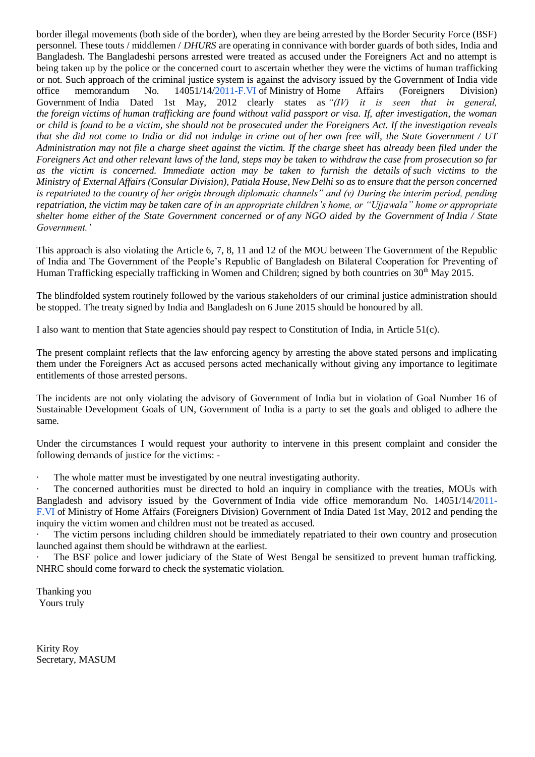border illegal movements (both side of the border), when they are being arrested by the Border Security Force (BSF) personnel. These touts / middlemen / *DHURS* are operating in connivance with border guards of both sides, India and Bangladesh. The Bangladeshi persons arrested were treated as accused under the Foreigners Act and no attempt is being taken up by the police or the concerned court to ascertain whether they were the victims of human trafficking or not. Such approach of the criminal justice system is against the advisory issued by the Government of India vide office memorandum No. 14051/14/2011-F.VI of Ministry of Home Affairs (Foreigners Division) Government of India Dated 1st May, 2012 clearly states as *"(IV) it is seen that in general, the foreign victims of human trafficking are found without valid passport or visa. If, after investigation, the woman or child is found to be a victim, she should not be prosecuted under the Foreigners Act. If the investigation reveals that she did not come to India or did not indulge in crime out of her own free will, the State Government / UT Administration may not file a charge sheet against the victim. If the charge sheet has already been filed under the Foreigners Act and other relevant laws of the land, steps may be taken to withdraw the case from prosecution so far as the victim is concerned. Immediate action may be taken to furnish the details of such victims to the Ministry of External Affairs (Consular Division), Patiala House, New Delhi so as to ensure that the person concerned is repatriated to the country of her origin through diplomatic channels" and (v) During the interim period, pending repatriation, the victim may be taken care of in an appropriate children's home, or "Ujjawala" home or appropriate shelter home either of the State Government concerned or of any NGO aided by the Government of India / State Government.'*

This approach is also violating the Article 6, 7, 8, 11 and 12 of the MOU between The Government of the Republic of India and The Government of the People's Republic of Bangladesh on Bilateral Cooperation for Preventing of Human Trafficking especially trafficking in Women and Children; signed by both countries on 30th May 2015.

The blindfolded system routinely followed by the various stakeholders of our criminal justice administration should be stopped. The treaty signed by India and Bangladesh on 6 June 2015 should be honoured by all.

I also want to mention that State agencies should pay respect to Constitution of India, in Article 51(c).

The present complaint reflects that the law enforcing agency by arresting the above stated persons and implicating them under the Foreigners Act as accused persons acted mechanically without giving any importance to legitimate entitlements of those arrested persons.

The incidents are not only violating the advisory of Government of India but in violation of Goal Number 16 of Sustainable Development Goals of UN, Government of India is a party to set the goals and obliged to adhere the same.

Under the circumstances I would request your authority to intervene in this present complaint and consider the following demands of justice for the victims: -

- The whole matter must be investigated by one neutral investigating authority.
- The concerned authorities must be directed to hold an inquiry in compliance with the treaties, MOUs with Bangladesh and advisory issued by the Government of India vide office memorandum No. 14051/14/2011-F.VI of Ministry of Home Affairs (Foreigners Division) Government of India Dated 1st May, 2012 and pending the inquiry the victim women and children must not be treated as accused.
- The victim persons including children should be immediately repatriated to their own country and prosecution launched against them should be withdrawn at the earliest.
- The BSF police and lower judiciary of the State of West Bengal be sensitized to prevent human trafficking. NHRC should come forward to check the systematic violation.

Thanking you
Yours truly

Kirity Roy
Secretary, MASUM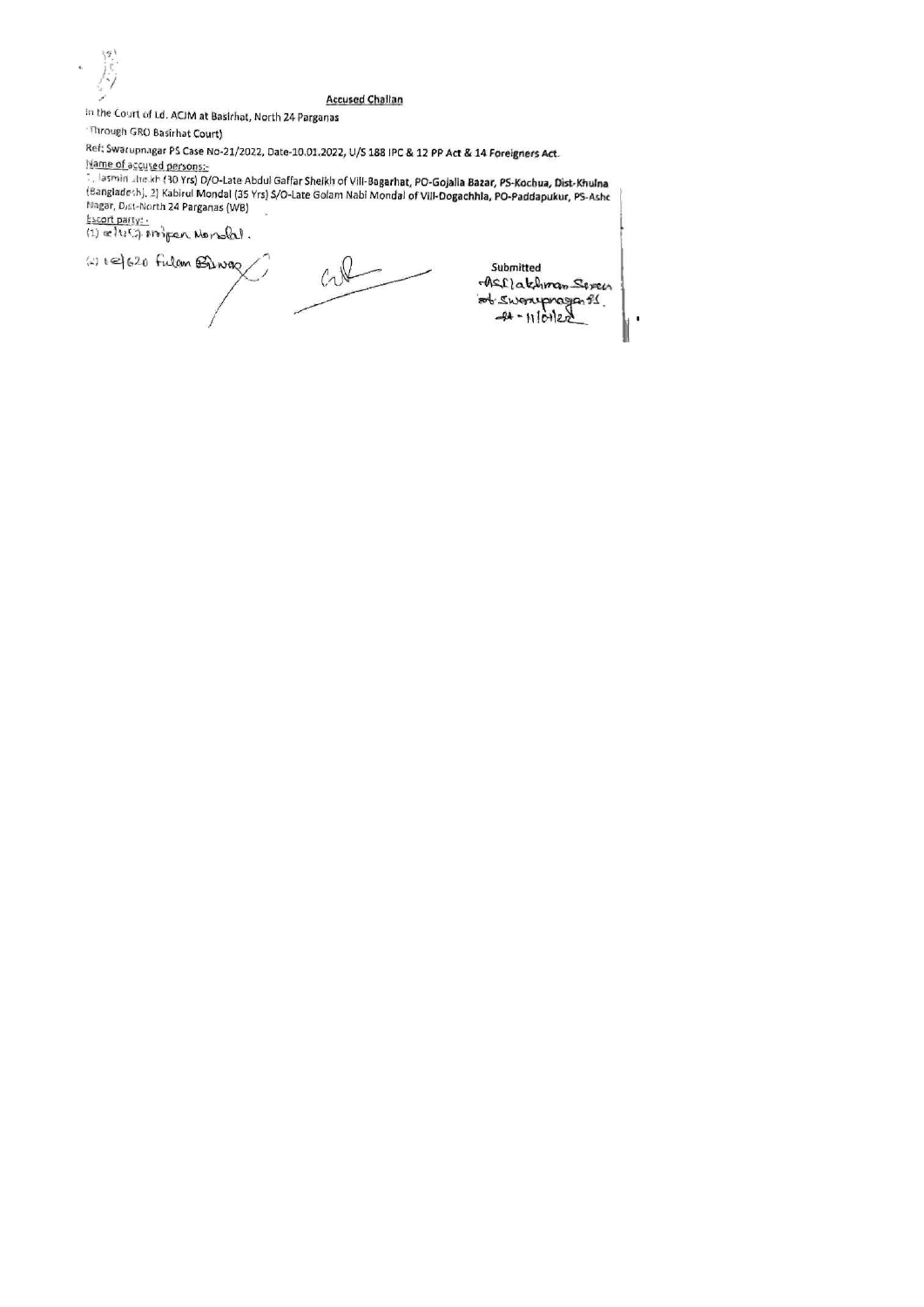## Accused Challan

In the Court of Ld. ACJM at Basirhat, North 24 Parganas

(Through GRO Basirhat Court)

Ref: Swarupnagar PS Case No-21/2022, Date-10.01.2022, U/S 188 IPC & 12 PP Act & 14 Foreigners Act.

Name of accused persons:-

1) Jasmin Sheikh (30 Yrs) D/O-Late Abdul Gaffar Sheikh of Vill-Bagarhat, PO-Gojalia Bazar, PS-Kochua, Dist-Khulna (Bangladesh), 2) Kabirul Mondal (35 Yrs) S/O-Late Golam Nabi Mondal of Vill-Dogachhia, PO-Paddapukur, PS-Ashok Nagar, Dist-North 24 Parganas (WB)

Escort party:-

(1) C/1452 Sripan Mondal.

(2) LC/620 Fulam Biswas

Submitted

ASI Lakhman Soren

of Swarupnagar PS

11/01/22